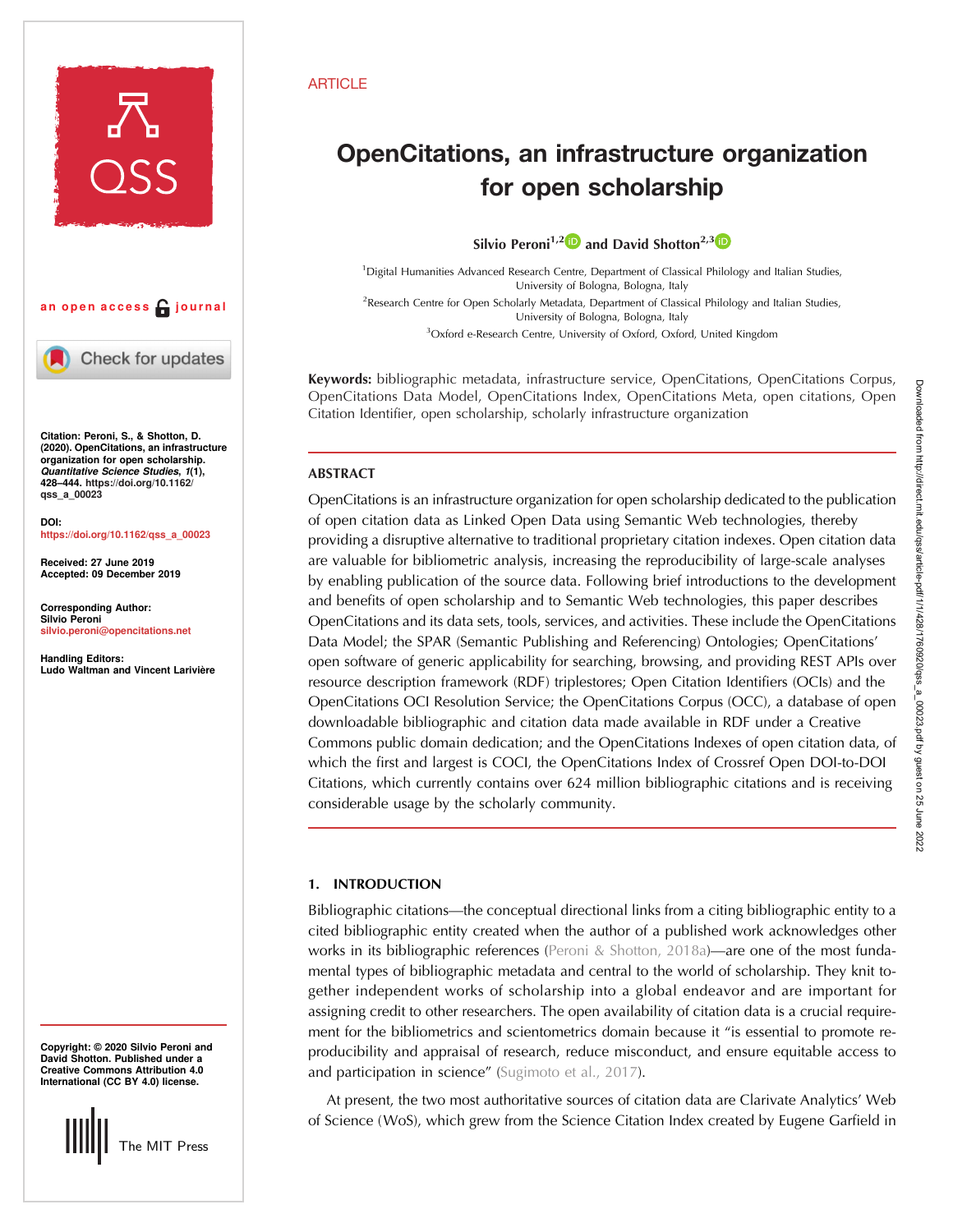ARTICLE

# OpenCitations, an infrastructure organization for open scholarship

Silvio Peroni[1,2] and David Shotton[2,3]

[1]Digital Humanities Advanced Research Centre, Department of Classical Philology and Italian Studies, University of Bologna, Bologna, Italy

[2]Research Centre for Open Scholarly Metadata, Department of Classical Philology and Italian Studies, University of Bologna, Bologna, Italy

[3]Oxford e-Research Centre, University of Oxford, Oxford, United Kingdom

an open access journal

Citation: Peroni, S., & Shotton, D. (2020). OpenCitations, an infrastructure organization for open scholarship. *Quantitative Science Studies*, *1*(1), 428–444. https://doi.org/10.1162/qss_a_00023

DOI: https://doi.org/10.1162/qss_a_00023

Received: 27 June 2019
Accepted: 09 December 2019

Corresponding Author:
Silvio Peroni
silvio.peroni@opencitations.net

Handling Editors:
Ludo Waltman and Vincent Larivière

Copyright: © 2020 Silvio Peroni and David Shotton. Published under a Creative Commons Attribution 4.0 International (CC BY 4.0) license.

**Keywords:** bibliographic metadata, infrastructure service, OpenCitations, OpenCitations Corpus, OpenCitations Data Model, OpenCitations Index, OpenCitations Meta, open citations, Open Citation Identifier, open scholarship, scholarly infrastructure organization

## ABSTRACT

OpenCitations is an infrastructure organization for open scholarship dedicated to the publication of open citation data as Linked Open Data using Semantic Web technologies, thereby providing a disruptive alternative to traditional proprietary citation indexes. Open citation data are valuable for bibliometric analysis, increasing the reproducibility of large-scale analyses by enabling publication of the source data. Following brief introductions to the development and benefits of open scholarship and to Semantic Web technologies, this paper describes OpenCitations and its data sets, tools, services, and activities. These include the OpenCitations Data Model; the SPAR (Semantic Publishing and Referencing) Ontologies; OpenCitations' open software of generic applicability for searching, browsing, and providing REST APIs over resource description framework (RDF) triplestores; Open Citation Identifiers (OCIs) and the OpenCitations OCI Resolution Service; the OpenCitations Corpus (OCC), a database of open downloadable bibliographic and citation data made available in RDF under a Creative Commons public domain dedication; and the OpenCitations Indexes of open citation data, of which the first and largest is COCI, the OpenCitations Index of Crossref Open DOI-to-DOI Citations, which currently contains over 624 million bibliographic citations and is receiving considerable usage by the scholarly community.

## 1. INTRODUCTION

Bibliographic citations—the conceptual directional links from a citing bibliographic entity to a cited bibliographic entity created when the author of a published work acknowledges other works in its bibliographic references (Peroni & Shotton, 2018a)—are one of the most fundamental types of bibliographic metadata and central to the world of scholarship. They knit together independent works of scholarship into a global endeavor and are important for assigning credit to other researchers. The open availability of citation data is a crucial requirement for the bibliometrics and scientometrics domain because it "is essential to promote reproducibility and appraisal of research, reduce misconduct, and ensure equitable access to and participation in science" (Sugimoto et al., 2017).

At present, the two most authoritative sources of citation data are Clarivate Analytics' Web of Science (WoS), which grew from the Science Citation Index created by Eugene Garfield in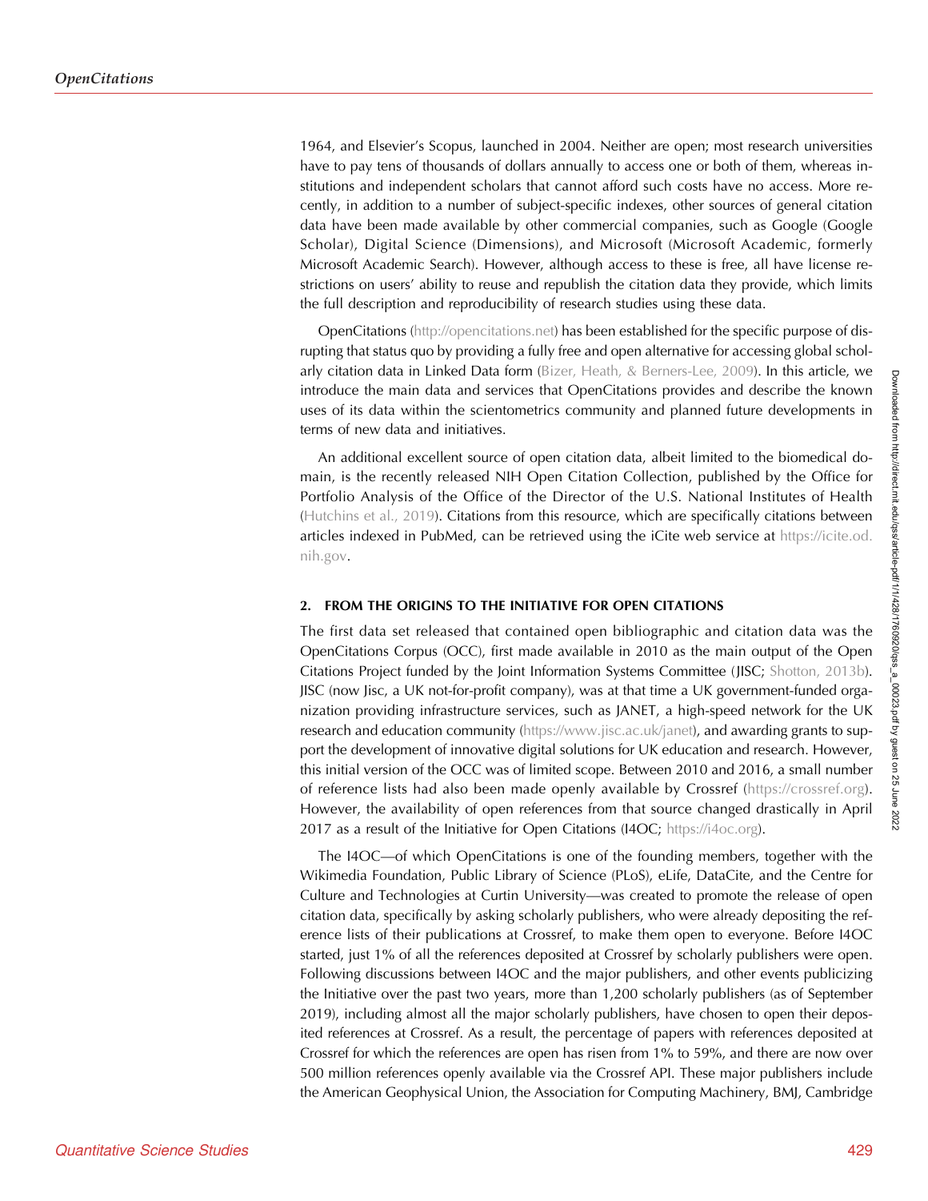1964, and Elsevier's Scopus, launched in 2004. Neither are open; most research universities have to pay tens of thousands of dollars annually to access one or both of them, whereas institutions and independent scholars that cannot afford such costs have no access. More recently, in addition to a number of subject-specific indexes, other sources of general citation data have been made available by other commercial companies, such as Google (Google Scholar), Digital Science (Dimensions), and Microsoft (Microsoft Academic, formerly Microsoft Academic Search). However, although access to these is free, all have license restrictions on users' ability to reuse and republish the citation data they provide, which limits the full description and reproducibility of research studies using these data.

OpenCitations (http://opencitations.net) has been established for the specific purpose of disrupting that status quo by providing a fully free and open alternative for accessing global scholarly citation data in Linked Data form (Bizer, Heath, & Berners-Lee, 2009). In this article, we introduce the main data and services that OpenCitations provides and describe the known uses of its data within the scientometrics community and planned future developments in terms of new data and initiatives.

An additional excellent source of open citation data, albeit limited to the biomedical domain, is the recently released NIH Open Citation Collection, published by the Office for Portfolio Analysis of the Office of the Director of the U.S. National Institutes of Health (Hutchins et al., 2019). Citations from this resource, which are specifically citations between articles indexed in PubMed, can be retrieved using the iCite web service at https://icite.od.nih.gov.

## 2. FROM THE ORIGINS TO THE INITIATIVE FOR OPEN CITATIONS

The first data set released that contained open bibliographic and citation data was the OpenCitations Corpus (OCC), first made available in 2010 as the main output of the Open Citations Project funded by the Joint Information Systems Committee (JISC; Shotton, 2013b). JISC (now Jisc, a UK not-for-profit company), was at that time a UK government-funded organization providing infrastructure services, such as JANET, a high-speed network for the UK research and education community (https://www.jisc.ac.uk/janet), and awarding grants to support the development of innovative digital solutions for UK education and research. However, this initial version of the OCC was of limited scope. Between 2010 and 2016, a small number of reference lists had also been made openly available by Crossref (https://crossref.org). However, the availability of open references from that source changed drastically in April 2017 as a result of the Initiative for Open Citations (I4OC; https://i4oc.org).

The I4OC—of which OpenCitations is one of the founding members, together with the Wikimedia Foundation, Public Library of Science (PLoS), eLife, DataCite, and the Centre for Culture and Technologies at Curtin University—was created to promote the release of open citation data, specifically by asking scholarly publishers, who were already depositing the reference lists of their publications at Crossref, to make them open to everyone. Before I4OC started, just 1% of all the references deposited at Crossref by scholarly publishers were open. Following discussions between I4OC and the major publishers, and other events publicizing the Initiative over the past two years, more than 1,200 scholarly publishers (as of September 2019), including almost all the major scholarly publishers, have chosen to open their deposited references at Crossref. As a result, the percentage of papers with references deposited at Crossref for which the references are open has risen from 1% to 59%, and there are now over 500 million references openly available via the Crossref API. These major publishers include the American Geophysical Union, the Association for Computing Machinery, BMJ, Cambridge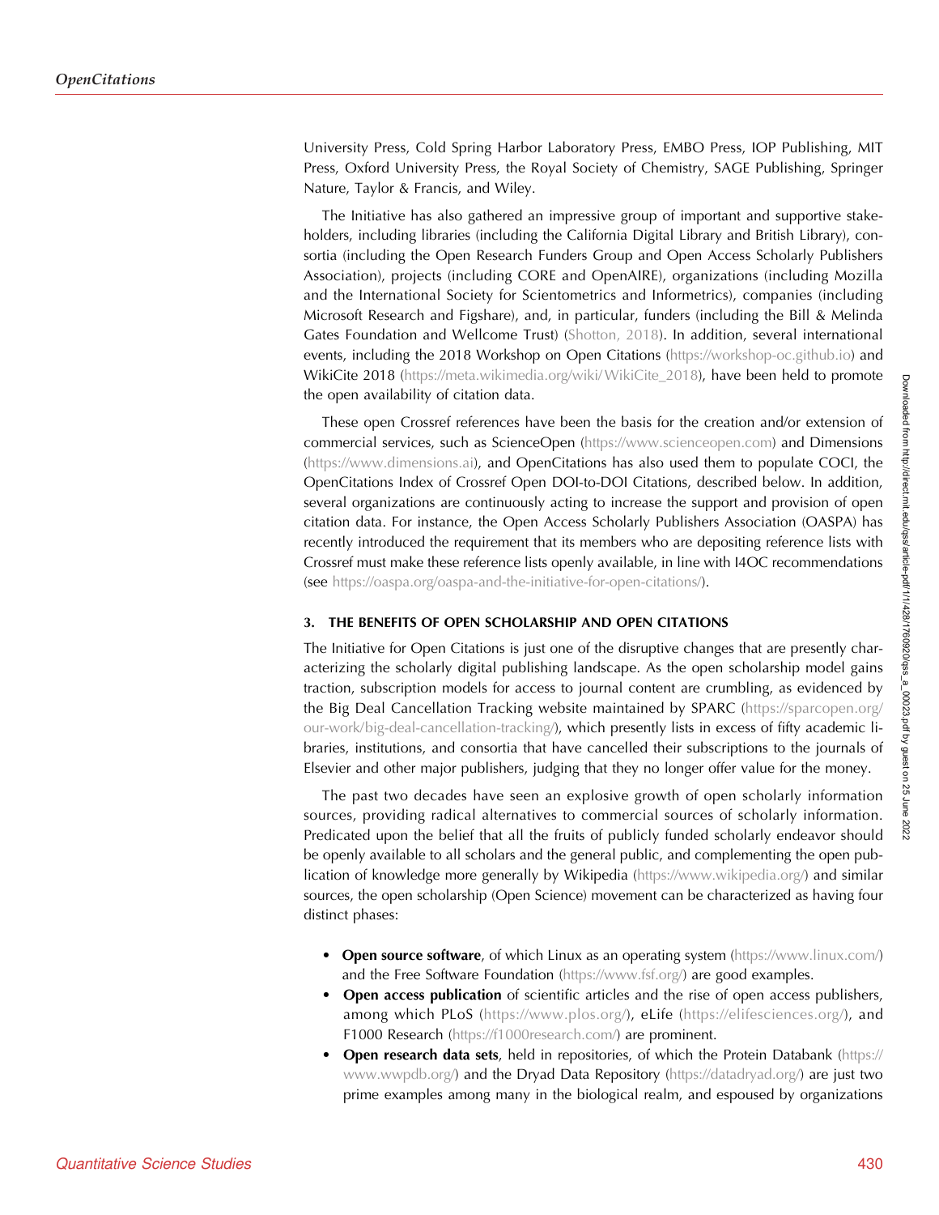University Press, Cold Spring Harbor Laboratory Press, EMBO Press, IOP Publishing, MIT Press, Oxford University Press, the Royal Society of Chemistry, SAGE Publishing, Springer Nature, Taylor & Francis, and Wiley.

The Initiative has also gathered an impressive group of important and supportive stakeholders, including libraries (including the California Digital Library and British Library), consortia (including the Open Research Funders Group and Open Access Scholarly Publishers Association), projects (including CORE and OpenAIRE), organizations (including Mozilla and the International Society for Scientometrics and Informetrics), companies (including Microsoft Research and Figshare), and, in particular, funders (including the Bill & Melinda Gates Foundation and Wellcome Trust) (Shotton, 2018). In addition, several international events, including the 2018 Workshop on Open Citations (https://workshop-oc.github.io) and WikiCite 2018 (https://meta.wikimedia.org/wiki/WikiCite_2018), have been held to promote the open availability of citation data.

These open Crossref references have been the basis for the creation and/or extension of commercial services, such as ScienceOpen (https://www.scienceopen.com) and Dimensions (https://www.dimensions.ai), and OpenCitations has also used them to populate COCI, the OpenCitations Index of Crossref Open DOI-to-DOI Citations, described below. In addition, several organizations are continuously acting to increase the support and provision of open citation data. For instance, the Open Access Scholarly Publishers Association (OASPA) has recently introduced the requirement that its members who are depositing reference lists with Crossref must make these reference lists openly available, in line with I4OC recommendations (see https://oaspa.org/oaspa-and-the-initiative-for-open-citations/).

## 3. THE BENEFITS OF OPEN SCHOLARSHIP AND OPEN CITATIONS

The Initiative for Open Citations is just one of the disruptive changes that are presently characterizing the scholarly digital publishing landscape. As the open scholarship model gains traction, subscription models for access to journal content are crumbling, as evidenced by the Big Deal Cancellation Tracking website maintained by SPARC (https://sparcopen.org/our-work/big-deal-cancellation-tracking/), which presently lists in excess of fifty academic libraries, institutions, and consortia that have cancelled their subscriptions to the journals of Elsevier and other major publishers, judging that they no longer offer value for the money.

The past two decades have seen an explosive growth of open scholarly information sources, providing radical alternatives to commercial sources of scholarly information. Predicated upon the belief that all the fruits of publicly funded scholarly endeavor should be openly available to all scholars and the general public, and complementing the open publication of knowledge more generally by Wikipedia (https://www.wikipedia.org/) and similar sources, the open scholarship (Open Science) movement can be characterized as having four distinct phases:

- **Open source software**, of which Linux as an operating system (https://www.linux.com/) and the Free Software Foundation (https://www.fsf.org/) are good examples.
- **Open access publication** of scientific articles and the rise of open access publishers, among which PLoS (https://www.plos.org/), eLife (https://elifesciences.org/), and F1000 Research (https://f1000research.com/) are prominent.
- **Open research data sets**, held in repositories, of which the Protein Databank (https://www.wwpdb.org/) and the Dryad Data Repository (https://datadryad.org/) are just two prime examples among many in the biological realm, and espoused by organizations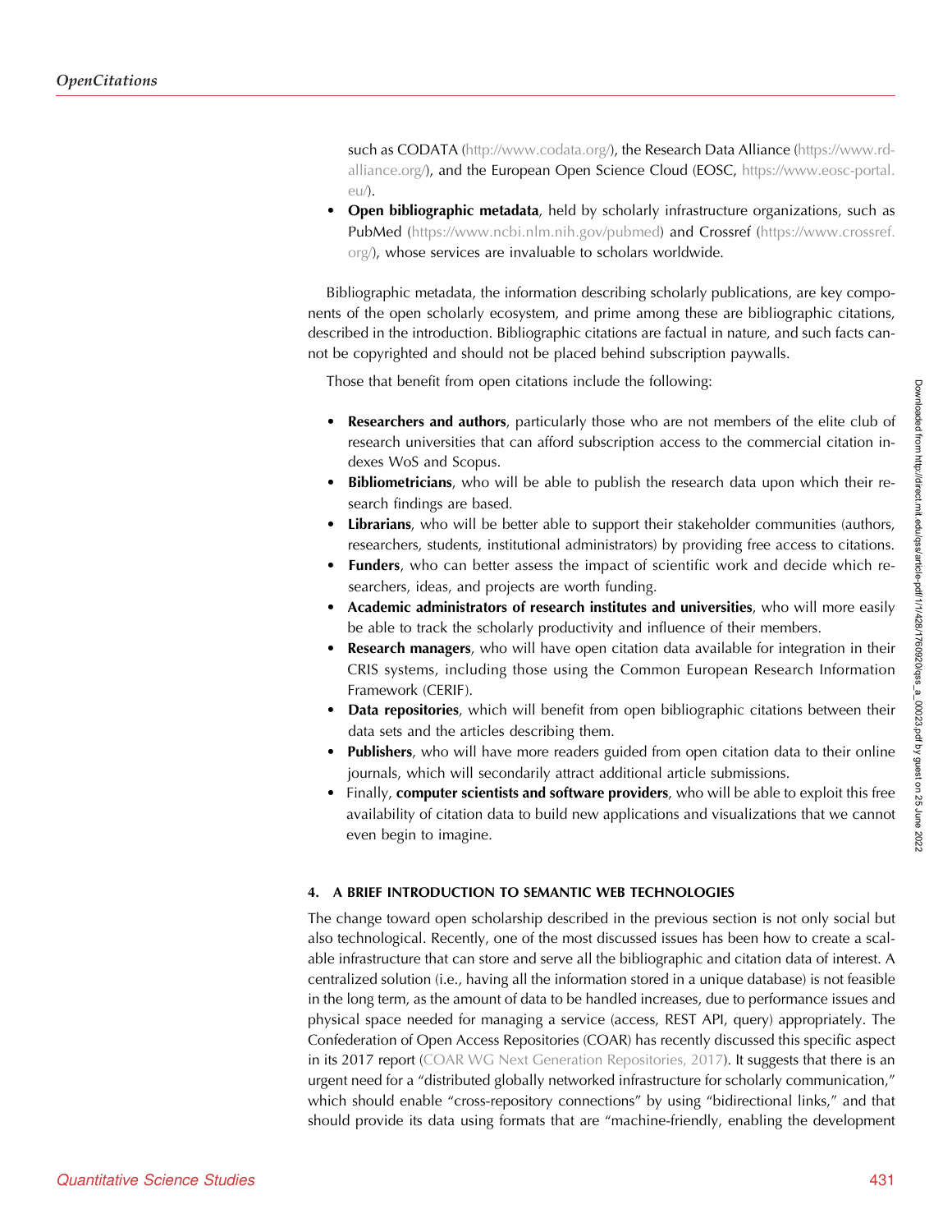such as CODATA (http://www.codata.org/), the Research Data Alliance (https://www.rd-alliance.org/), and the European Open Science Cloud (EOSC, https://www.eosc-portal.eu/).

- **Open bibliographic metadata**, held by scholarly infrastructure organizations, such as PubMed (https://www.ncbi.nlm.nih.gov/pubmed) and Crossref (https://www.crossref.org/), whose services are invaluable to scholars worldwide.

Bibliographic metadata, the information describing scholarly publications, are key components of the open scholarly ecosystem, and prime among these are bibliographic citations, described in the introduction. Bibliographic citations are factual in nature, and such facts cannot be copyrighted and should not be placed behind subscription paywalls.

Those that benefit from open citations include the following:

- **Researchers and authors**, particularly those who are not members of the elite club of research universities that can afford subscription access to the commercial citation indexes WoS and Scopus.
- **Bibliometricians**, who will be able to publish the research data upon which their research findings are based.
- **Librarians**, who will be better able to support their stakeholder communities (authors, researchers, students, institutional administrators) by providing free access to citations.
- **Funders**, who can better assess the impact of scientific work and decide which researchers, ideas, and projects are worth funding.
- **Academic administrators of research institutes and universities**, who will more easily be able to track the scholarly productivity and influence of their members.
- **Research managers**, who will have open citation data available for integration in their CRIS systems, including those using the Common European Research Information Framework (CERIF).
- **Data repositories**, which will benefit from open bibliographic citations between their data sets and the articles describing them.
- **Publishers**, who will have more readers guided from open citation data to their online journals, which will secondarily attract additional article submissions.
- Finally, **computer scientists and software providers**, who will be able to exploit this free availability of citation data to build new applications and visualizations that we cannot even begin to imagine.

## 4. A BRIEF INTRODUCTION TO SEMANTIC WEB TECHNOLOGIES

The change toward open scholarship described in the previous section is not only social but also technological. Recently, one of the most discussed issues has been how to create a scalable infrastructure that can store and serve all the bibliographic and citation data of interest. A centralized solution (i.e., having all the information stored in a unique database) is not feasible in the long term, as the amount of data to be handled increases, due to performance issues and physical space needed for managing a service (access, REST API, query) appropriately. The Confederation of Open Access Repositories (COAR) has recently discussed this specific aspect in its 2017 report (COAR WG Next Generation Repositories, 2017). It suggests that there is an urgent need for a "distributed globally networked infrastructure for scholarly communication," which should enable "cross-repository connections" by using "bidirectional links," and that should provide its data using formats that are "machine-friendly, enabling the development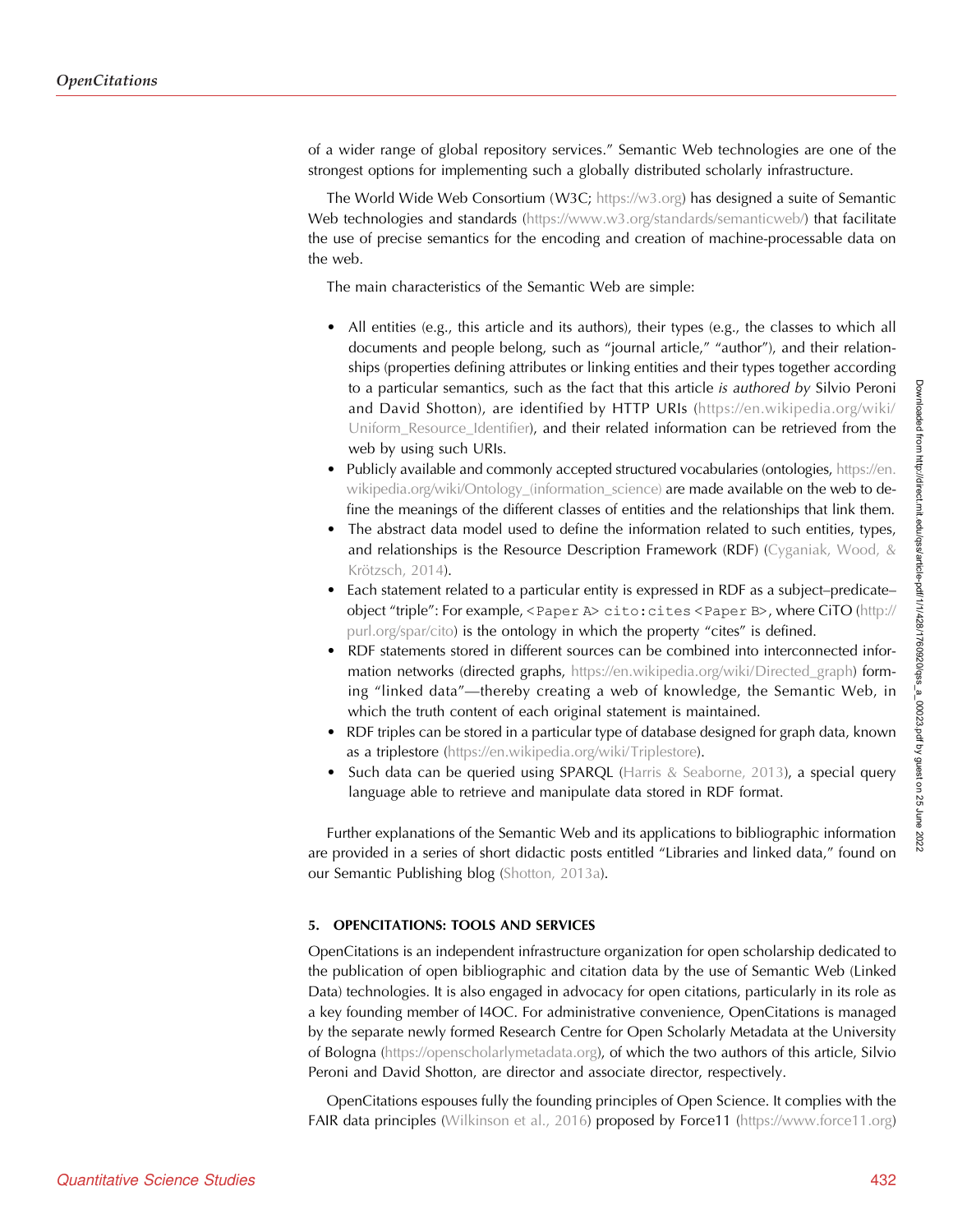of a wider range of global repository services." Semantic Web technologies are one of the strongest options for implementing such a globally distributed scholarly infrastructure.

The World Wide Web Consortium (W3C; https://w3.org) has designed a suite of Semantic Web technologies and standards (https://www.w3.org/standards/semanticweb/) that facilitate the use of precise semantics for the encoding and creation of machine-processable data on the web.

The main characteristics of the Semantic Web are simple:

- All entities (e.g., this article and its authors), their types (e.g., the classes to which all documents and people belong, such as "journal article," "author"), and their relationships (properties defining attributes or linking entities and their types together according to a particular semantics, such as the fact that this article *is authored by* Silvio Peroni and David Shotton), are identified by HTTP URIs (https://en.wikipedia.org/wiki/Uniform_Resource_Identifier), and their related information can be retrieved from the web by using such URIs.
- Publicly available and commonly accepted structured vocabularies (ontologies, https://en.wikipedia.org/wiki/Ontology_(information_science) are made available on the web to define the meanings of the different classes of entities and the relationships that link them.
- The abstract data model used to define the information related to such entities, types, and relationships is the Resource Description Framework (RDF) (Cyganiak, Wood, & Krötzsch, 2014).
- Each statement related to a particular entity is expressed in RDF as a subject–predicate–object "triple": For example, `<Paper A> cito:cites <Paper B>`, where CiTO (http://purl.org/spar/cito) is the ontology in which the property "cites" is defined.
- RDF statements stored in different sources can be combined into interconnected information networks (directed graphs, https://en.wikipedia.org/wiki/Directed_graph) forming "linked data"—thereby creating a web of knowledge, the Semantic Web, in which the truth content of each original statement is maintained.
- RDF triples can be stored in a particular type of database designed for graph data, known as a triplestore (https://en.wikipedia.org/wiki/Triplestore).
- Such data can be queried using SPARQL (Harris & Seaborne, 2013), a special query language able to retrieve and manipulate data stored in RDF format.

Further explanations of the Semantic Web and its applications to bibliographic information are provided in a series of short didactic posts entitled "Libraries and linked data," found on our Semantic Publishing blog (Shotton, 2013a).

## 5. OPENCITATIONS: TOOLS AND SERVICES

OpenCitations is an independent infrastructure organization for open scholarship dedicated to the publication of open bibliographic and citation data by the use of Semantic Web (Linked Data) technologies. It is also engaged in advocacy for open citations, particularly in its role as a key founding member of I4OC. For administrative convenience, OpenCitations is managed by the separate newly formed Research Centre for Open Scholarly Metadata at the University of Bologna (https://openscholarlymetadata.org), of which the two authors of this article, Silvio Peroni and David Shotton, are director and associate director, respectively.

OpenCitations espouses fully the founding principles of Open Science. It complies with the FAIR data principles (Wilkinson et al., 2016) proposed by Force11 (https://www.force11.org)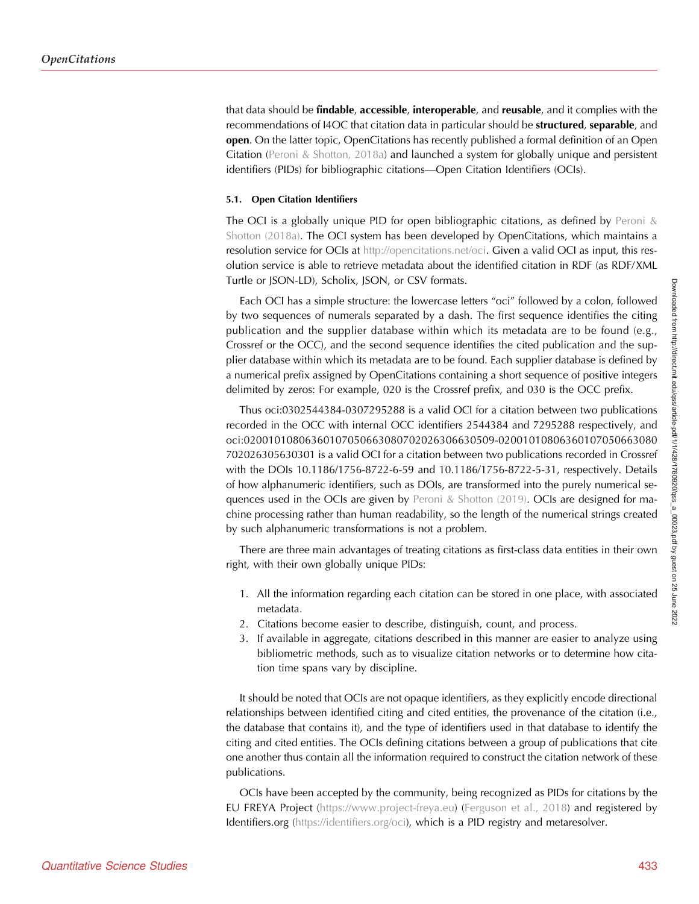that data should be **findable**, **accessible**, **interoperable**, and **reusable**, and it complies with the recommendations of I4OC that citation data in particular should be **structured**, **separable**, and **open**. On the latter topic, OpenCitations has recently published a formal definition of an Open Citation (Peroni & Shotton, 2018a) and launched a system for globally unique and persistent identifiers (PIDs) for bibliographic citations—Open Citation Identifiers (OCIs).

#### 5.1. Open Citation Identifiers

The OCI is a globally unique PID for open bibliographic citations, as defined by Peroni & Shotton (2018a). The OCI system has been developed by OpenCitations, which maintains a resolution service for OCIs at http://opencitations.net/oci. Given a valid OCI as input, this resolution service is able to retrieve metadata about the identified citation in RDF (as RDF/XML Turtle or JSON-LD), Scholix, JSON, or CSV formats.

Each OCI has a simple structure: the lowercase letters "oci" followed by a colon, followed by two sequences of numerals separated by a dash. The first sequence identifies the citing publication and the supplier database within which its metadata are to be found (e.g., Crossref or the OCC), and the second sequence identifies the cited publication and the supplier database within which its metadata are to be found. Each supplier database is defined by a numerical prefix assigned by OpenCitations containing a short sequence of positive integers delimited by zeros: For example, 020 is the Crossref prefix, and 030 is the OCC prefix.

Thus oci:0302544384-0307295288 is a valid OCI for a citation between two publications recorded in the OCC with internal OCC identifiers 2544384 and 7295288 respectively, and oci:02001010806360107050663080702026306630509-02001010806360107050663080702026305630301 is a valid OCI for a citation between two publications recorded in Crossref with the DOIs 10.1186/1756-8722-6-59 and 10.1186/1756-8722-5-31, respectively. Details of how alphanumeric identifiers, such as DOIs, are transformed into the purely numerical sequences used in the OCIs are given by Peroni & Shotton (2019). OCIs are designed for machine processing rather than human readability, so the length of the numerical strings created by such alphanumeric transformations is not a problem.

There are three main advantages of treating citations as first-class data entities in their own right, with their own globally unique PIDs:

1. All the information regarding each citation can be stored in one place, with associated metadata.
2. Citations become easier to describe, distinguish, count, and process.
3. If available in aggregate, citations described in this manner are easier to analyze using bibliometric methods, such as to visualize citation networks or to determine how citation time spans vary by discipline.

It should be noted that OCIs are not opaque identifiers, as they explicitly encode directional relationships between identified citing and cited entities, the provenance of the citation (i.e., the database that contains it), and the type of identifiers used in that database to identify the citing and cited entities. The OCIs defining citations between a group of publications that cite one another thus contain all the information required to construct the citation network of these publications.

OCIs have been accepted by the community, being recognized as PIDs for citations by the EU FREYA Project (https://www.project-freya.eu) (Ferguson et al., 2018) and registered by Identifiers.org (https://identifiers.org/oci), which is a PID registry and metaresolver.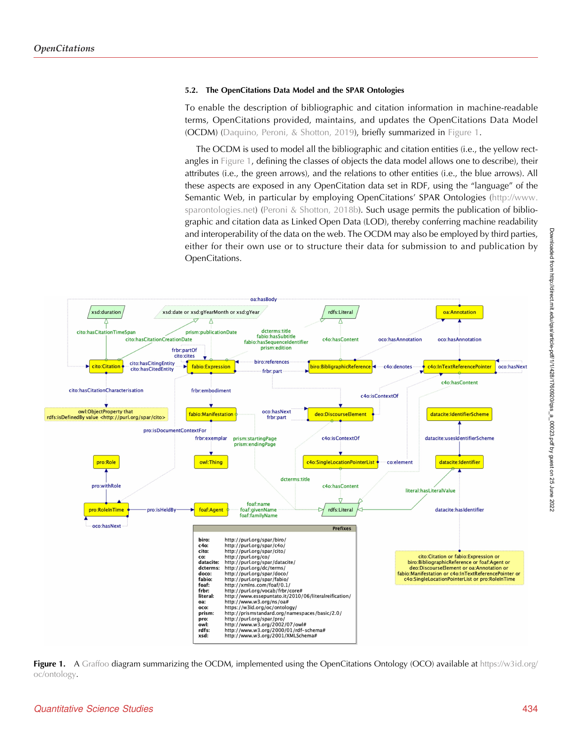### 5.2. The OpenCitations Data Model and the SPAR Ontologies

To enable the description of bibliographic and citation information in machine-readable terms, OpenCitations provided, maintains, and updates the OpenCitations Data Model (OCDM) (Daquino, Peroni, & Shotton, 2019), briefly summarized in Figure 1.

The OCDM is used to model all the bibliographic and citation entities (i.e., the yellow rectangles in Figure 1, defining the classes of objects the data model allows one to describe), their attributes (i.e., the green arrows), and the relations to other entities (i.e., the blue arrows). All these aspects are exposed in any OpenCitation data set in RDF, using the "language" of the Semantic Web, in particular by employing OpenCitations' SPAR Ontologies (http://www.sparontologies.net) (Peroni & Shotton, 2018b). Such usage permits the publication of bibliographic and citation data as Linked Open Data (LOD), thereby conferring machine readability and interoperability of the data on the web. The OCDM may also be employed by third parties, either for their own use or to structure their data for submission to and publication by OpenCitations.

**Figure 1.** A Graffoo diagram summarizing the OCDM, implemented using the OpenCitations Ontology (OCO) available at https://w3id.org/oc/ontology.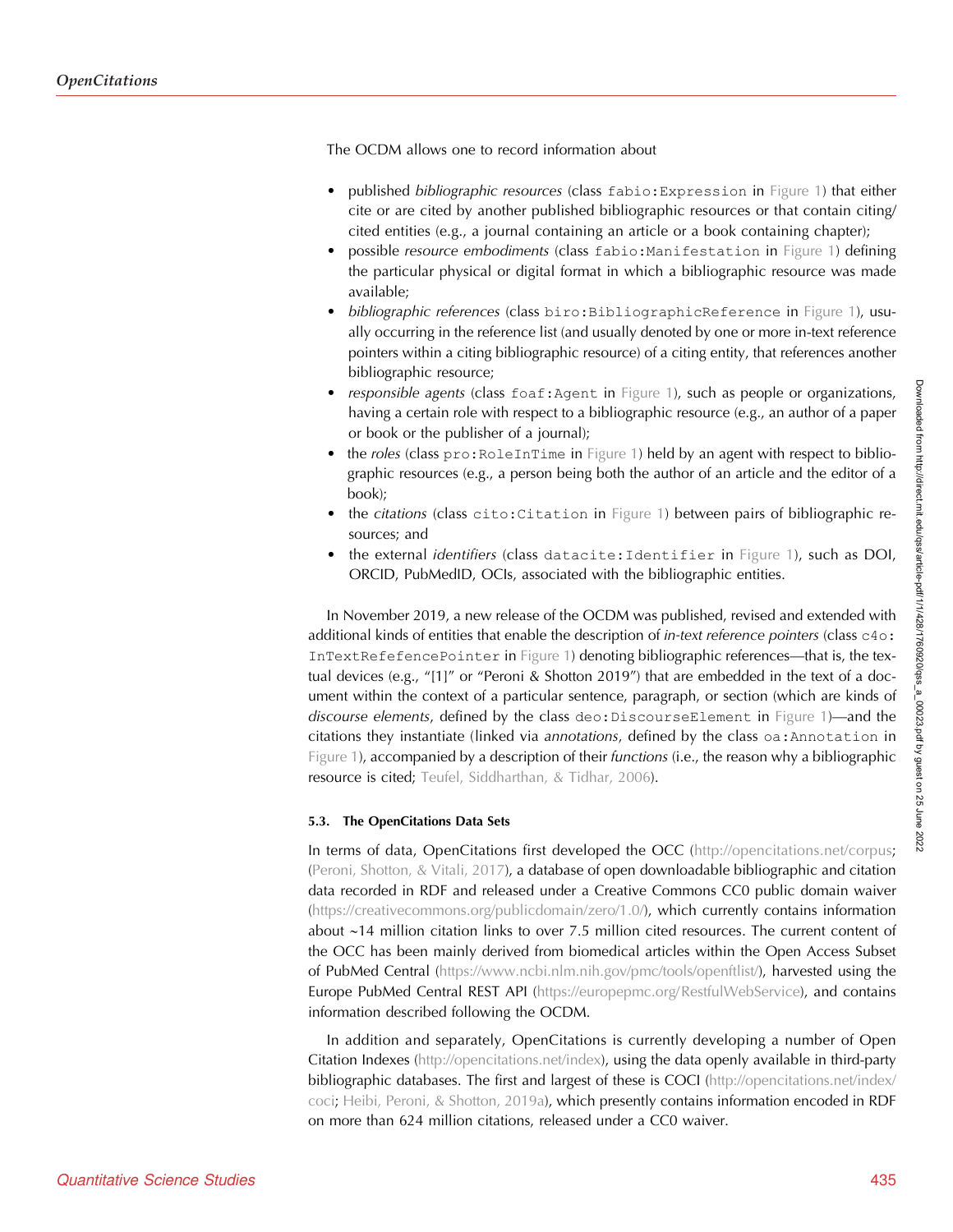The OCDM allows one to record information about

- published *bibliographic resources* (class `fabio:Expression` in Figure 1) that either cite or are cited by another published bibliographic resources or that contain citing/cited entities (e.g., a journal containing an article or a book containing chapter);
- possible *resource embodiments* (class `fabio:Manifestation` in Figure 1) defining the particular physical or digital format in which a bibliographic resource was made available;
- *bibliographic references* (class `biro:BibliographicReference` in Figure 1), usually occurring in the reference list (and usually denoted by one or more in-text reference pointers within a citing bibliographic resource) of a citing entity, that references another bibliographic resource;
- *responsible agents* (class `foaf:Agent` in Figure 1), such as people or organizations, having a certain role with respect to a bibliographic resource (e.g., an author of a paper or book or the publisher of a journal);
- the *roles* (class `pro:RoleInTime` in Figure 1) held by an agent with respect to bibliographic resources (e.g., a person being both the author of an article and the editor of a book);
- the *citations* (class `cito:Citation` in Figure 1) between pairs of bibliographic resources; and
- the external *identifiers* (class `datacite:Identifier` in Figure 1), such as DOI, ORCID, PubMedID, OCIs, associated with the bibliographic entities.

In November 2019, a new release of the OCDM was published, revised and extended with additional kinds of entities that enable the description of *in-text reference pointers* (class `c4o:InTextRefefencePointer` in Figure 1) denoting bibliographic references—that is, the textual devices (e.g., "[1]" or "Peroni & Shotton 2019") that are embedded in the text of a document within the context of a particular sentence, paragraph, or section (which are kinds of *discourse elements*, defined by the class `deo:DiscourseElement` in Figure 1)—and the citations they instantiate (linked via *annotations*, defined by the class `oa:Annotation` in Figure 1), accompanied by a description of their *functions* (i.e., the reason why a bibliographic resource is cited; Teufel, Siddharthan, & Tidhar, 2006).

### 5.3. The OpenCitations Data Sets

In terms of data, OpenCitations first developed the OCC (http://opencitations.net/corpus; (Peroni, Shotton, & Vitali, 2017), a database of open downloadable bibliographic and citation data recorded in RDF and released under a Creative Commons CC0 public domain waiver (https://creativecommons.org/publicdomain/zero/1.0/), which currently contains information about ~14 million citation links to over 7.5 million cited resources. The current content of the OCC has been mainly derived from biomedical articles within the Open Access Subset of PubMed Central (https://www.ncbi.nlm.nih.gov/pmc/tools/openftlist/), harvested using the Europe PubMed Central REST API (https://europepmc.org/RestfulWebService), and contains information described following the OCDM.

In addition and separately, OpenCitations is currently developing a number of Open Citation Indexes (http://opencitations.net/index), using the data openly available in third-party bibliographic databases. The first and largest of these is COCI (http://opencitations.net/index/coci; Heibi, Peroni, & Shotton, 2019a), which presently contains information encoded in RDF on more than 624 million citations, released under a CC0 waiver.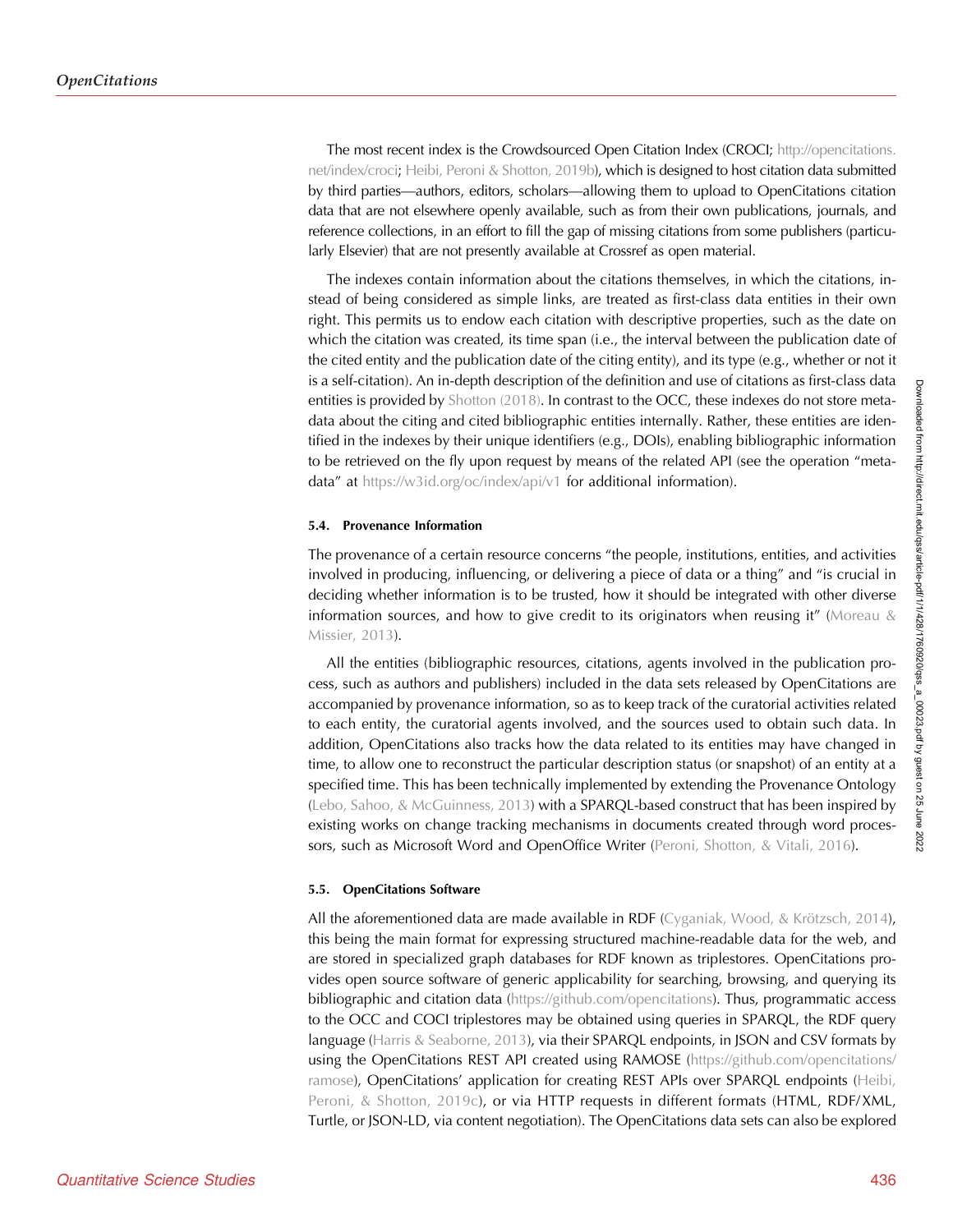The most recent index is the Crowdsourced Open Citation Index (CROCI; http://opencitations.net/index/croci; Heibi, Peroni & Shotton, 2019b), which is designed to host citation data submitted by third parties—authors, editors, scholars—allowing them to upload to OpenCitations citation data that are not elsewhere openly available, such as from their own publications, journals, and reference collections, in an effort to fill the gap of missing citations from some publishers (particularly Elsevier) that are not presently available at Crossref as open material.

The indexes contain information about the citations themselves, in which the citations, instead of being considered as simple links, are treated as first-class data entities in their own right. This permits us to endow each citation with descriptive properties, such as the date on which the citation was created, its time span (i.e., the interval between the publication date of the cited entity and the publication date of the citing entity), and its type (e.g., whether or not it is a self-citation). An in-depth description of the definition and use of citations as first-class data entities is provided by Shotton (2018). In contrast to the OCC, these indexes do not store metadata about the citing and cited bibliographic entities internally. Rather, these entities are identified in the indexes by their unique identifiers (e.g., DOIs), enabling bibliographic information to be retrieved on the fly upon request by means of the related API (see the operation "metadata" at https://w3id.org/oc/index/api/v1 for additional information).

#### 5.4. Provenance Information

The provenance of a certain resource concerns "the people, institutions, entities, and activities involved in producing, influencing, or delivering a piece of data or a thing" and "is crucial in deciding whether information is to be trusted, how it should be integrated with other diverse information sources, and how to give credit to its originators when reusing it" (Moreau & Missier, 2013).

All the entities (bibliographic resources, citations, agents involved in the publication process, such as authors and publishers) included in the data sets released by OpenCitations are accompanied by provenance information, so as to keep track of the curatorial activities related to each entity, the curatorial agents involved, and the sources used to obtain such data. In addition, OpenCitations also tracks how the data related to its entities may have changed in time, to allow one to reconstruct the particular description status (or snapshot) of an entity at a specified time. This has been technically implemented by extending the Provenance Ontology (Lebo, Sahoo, & McGuinness, 2013) with a SPARQL-based construct that has been inspired by existing works on change tracking mechanisms in documents created through word processors, such as Microsoft Word and OpenOffice Writer (Peroni, Shotton, & Vitali, 2016).

#### 5.5. OpenCitations Software

All the aforementioned data are made available in RDF (Cyganiak, Wood, & Krötzsch, 2014), this being the main format for expressing structured machine-readable data for the web, and are stored in specialized graph databases for RDF known as triplestores. OpenCitations provides open source software of generic applicability for searching, browsing, and querying its bibliographic and citation data (https://github.com/opencitations). Thus, programmatic access to the OCC and COCI triplestores may be obtained using queries in SPARQL, the RDF query language (Harris & Seaborne, 2013), via their SPARQL endpoints, in JSON and CSV formats by using the OpenCitations REST API created using RAMOSE (https://github.com/opencitations/ramose), OpenCitations' application for creating REST APIs over SPARQL endpoints (Heibi, Peroni, & Shotton, 2019c), or via HTTP requests in different formats (HTML, RDF/XML, Turtle, or JSON-LD, via content negotiation). The OpenCitations data sets can also be explored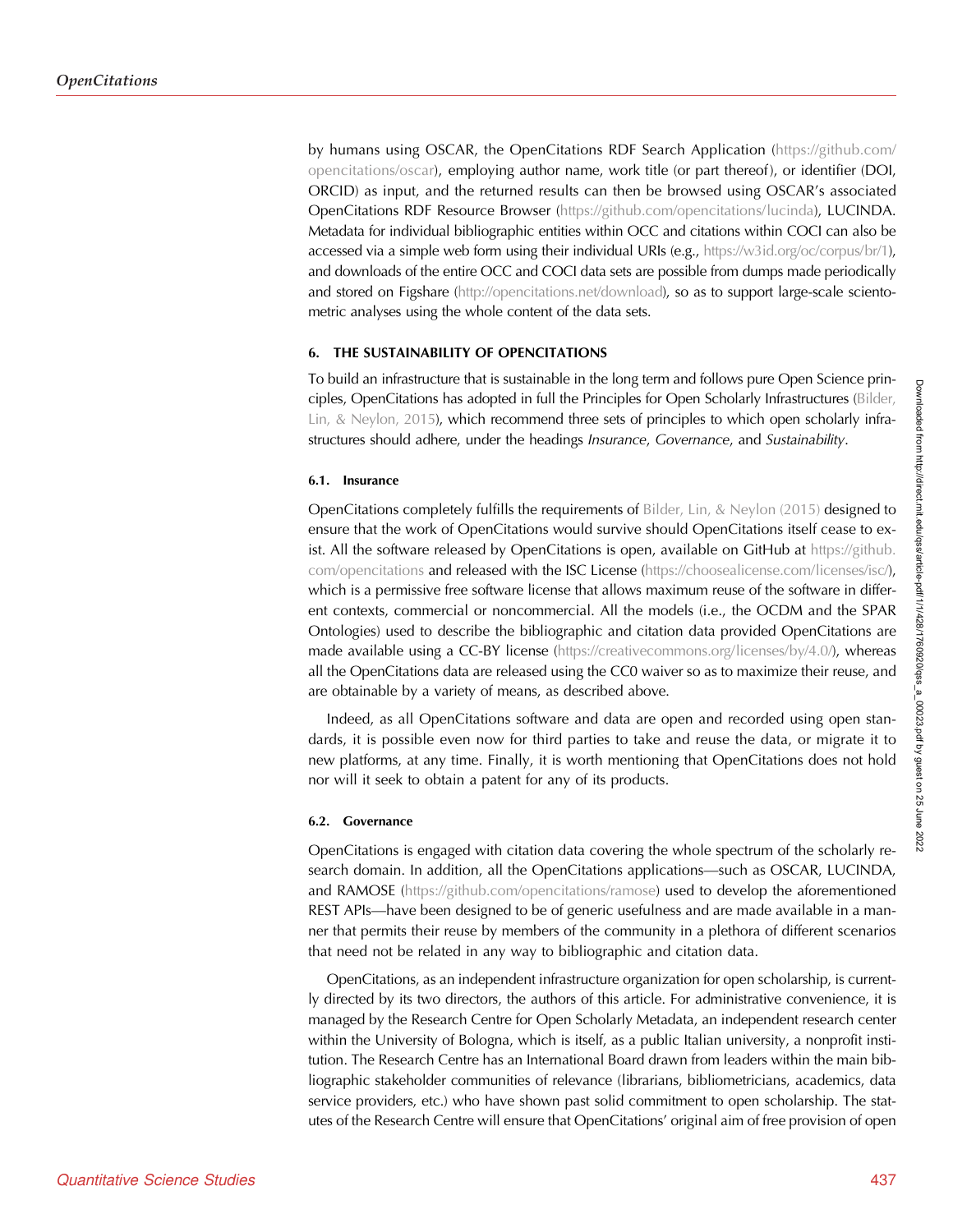by humans using OSCAR, the OpenCitations RDF Search Application (https://github.com/opencitations/oscar), employing author name, work title (or part thereof), or identifier (DOI, ORCID) as input, and the returned results can then be browsed using OSCAR's associated OpenCitations RDF Resource Browser (https://github.com/opencitations/lucinda), LUCINDA. Metadata for individual bibliographic entities within OCC and citations within COCI can also be accessed via a simple web form using their individual URIs (e.g., https://w3id.org/oc/corpus/br/1), and downloads of the entire OCC and COCI data sets are possible from dumps made periodically and stored on Figshare (http://opencitations.net/download), so as to support large-scale scientometric analyses using the whole content of the data sets.

## 6. THE SUSTAINABILITY OF OPENCITATIONS

To build an infrastructure that is sustainable in the long term and follows pure Open Science principles, OpenCitations has adopted in full the Principles for Open Scholarly Infrastructures (Bilder, Lin, & Neylon, 2015), which recommend three sets of principles to which open scholarly infrastructures should adhere, under the headings *Insurance*, *Governance*, and *Sustainability*.

### 6.1. Insurance

OpenCitations completely fulfills the requirements of Bilder, Lin, & Neylon (2015) designed to ensure that the work of OpenCitations would survive should OpenCitations itself cease to exist. All the software released by OpenCitations is open, available on GitHub at https://github.com/opencitations and released with the ISC License (https://choosealicense.com/licenses/isc/), which is a permissive free software license that allows maximum reuse of the software in different contexts, commercial or noncommercial. All the models (i.e., the OCDM and the SPAR Ontologies) used to describe the bibliographic and citation data provided OpenCitations are made available using a CC-BY license (https://creativecommons.org/licenses/by/4.0/), whereas all the OpenCitations data are released using the CC0 waiver so as to maximize their reuse, and are obtainable by a variety of means, as described above.

Indeed, as all OpenCitations software and data are open and recorded using open standards, it is possible even now for third parties to take and reuse the data, or migrate it to new platforms, at any time. Finally, it is worth mentioning that OpenCitations does not hold nor will it seek to obtain a patent for any of its products.

### 6.2. Governance

OpenCitations is engaged with citation data covering the whole spectrum of the scholarly research domain. In addition, all the OpenCitations applications—such as OSCAR, LUCINDA, and RAMOSE (https://github.com/opencitations/ramose) used to develop the aforementioned REST APIs—have been designed to be of generic usefulness and are made available in a manner that permits their reuse by members of the community in a plethora of different scenarios that need not be related in any way to bibliographic and citation data.

OpenCitations, as an independent infrastructure organization for open scholarship, is currently directed by its two directors, the authors of this article. For administrative convenience, it is managed by the Research Centre for Open Scholarly Metadata, an independent research center within the University of Bologna, which is itself, as a public Italian university, a nonprofit institution. The Research Centre has an International Board drawn from leaders within the main bibliographic stakeholder communities of relevance (librarians, bibliometricians, academics, data service providers, etc.) who have shown past solid commitment to open scholarship. The statutes of the Research Centre will ensure that OpenCitations' original aim of free provision of open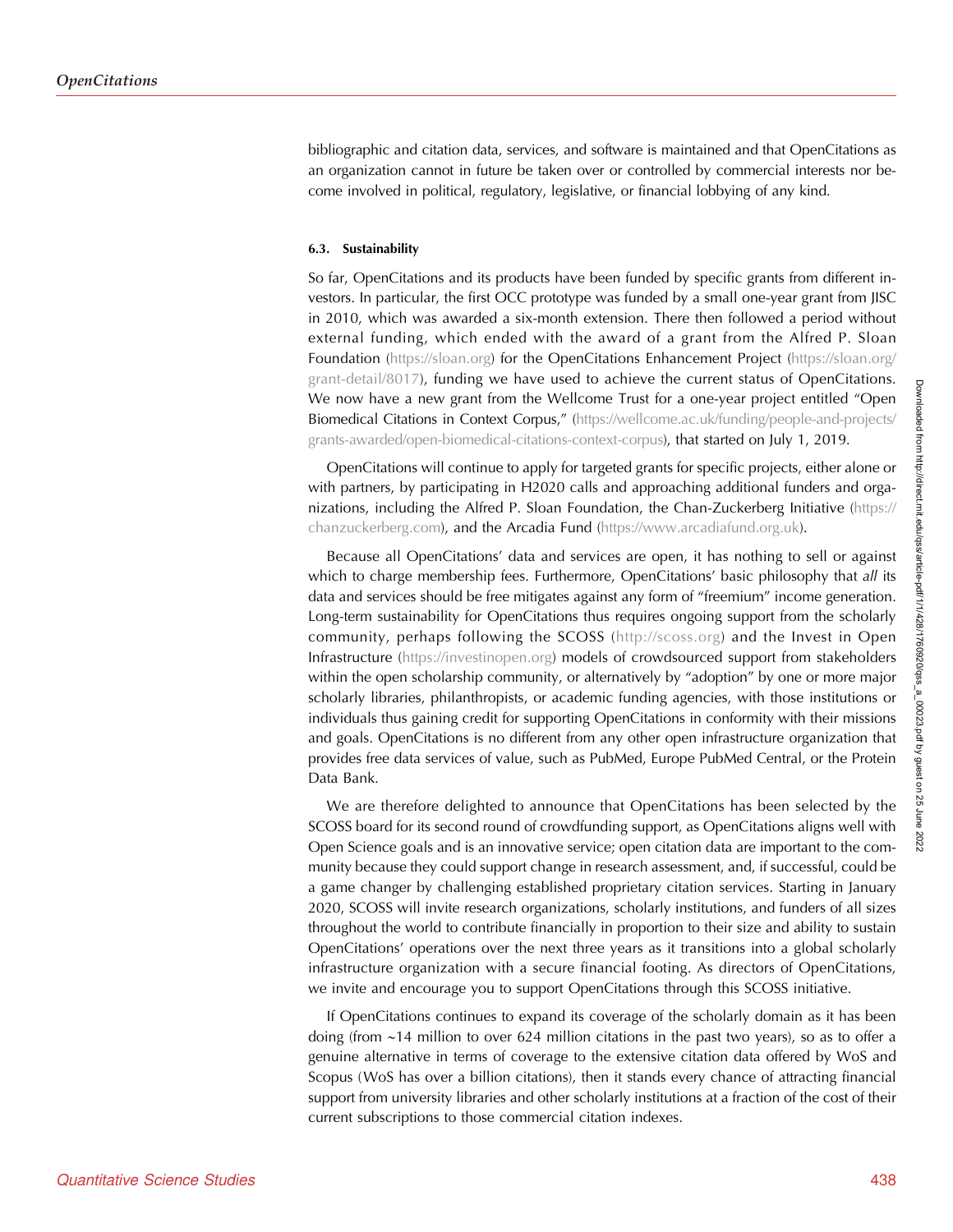bibliographic and citation data, services, and software is maintained and that OpenCitations as an organization cannot in future be taken over or controlled by commercial interests nor become involved in political, regulatory, legislative, or financial lobbying of any kind.

### 6.3. Sustainability

So far, OpenCitations and its products have been funded by specific grants from different investors. In particular, the first OCC prototype was funded by a small one-year grant from JISC in 2010, which was awarded a six-month extension. There then followed a period without external funding, which ended with the award of a grant from the Alfred P. Sloan Foundation (https://sloan.org) for the OpenCitations Enhancement Project (https://sloan.org/grant-detail/8017), funding we have used to achieve the current status of OpenCitations. We now have a new grant from the Wellcome Trust for a one-year project entitled "Open Biomedical Citations in Context Corpus," (https://wellcome.ac.uk/funding/people-and-projects/grants-awarded/open-biomedical-citations-context-corpus), that started on July 1, 2019.

OpenCitations will continue to apply for targeted grants for specific projects, either alone or with partners, by participating in H2020 calls and approaching additional funders and organizations, including the Alfred P. Sloan Foundation, the Chan-Zuckerberg Initiative (https://chanzuckerberg.com), and the Arcadia Fund (https://www.arcadiafund.org.uk).

Because all OpenCitations' data and services are open, it has nothing to sell or against which to charge membership fees. Furthermore, OpenCitations' basic philosophy that *all* its data and services should be free mitigates against any form of "freemium" income generation. Long-term sustainability for OpenCitations thus requires ongoing support from the scholarly community, perhaps following the SCOSS (http://scoss.org) and the Invest in Open Infrastructure (https://investinopen.org) models of crowdsourced support from stakeholders within the open scholarship community, or alternatively by "adoption" by one or more major scholarly libraries, philanthropists, or academic funding agencies, with those institutions or individuals thus gaining credit for supporting OpenCitations in conformity with their missions and goals. OpenCitations is no different from any other open infrastructure organization that provides free data services of value, such as PubMed, Europe PubMed Central, or the Protein Data Bank.

We are therefore delighted to announce that OpenCitations has been selected by the SCOSS board for its second round of crowdfunding support, as OpenCitations aligns well with Open Science goals and is an innovative service; open citation data are important to the community because they could support change in research assessment, and, if successful, could be a game changer by challenging established proprietary citation services. Starting in January 2020, SCOSS will invite research organizations, scholarly institutions, and funders of all sizes throughout the world to contribute financially in proportion to their size and ability to sustain OpenCitations' operations over the next three years as it transitions into a global scholarly infrastructure organization with a secure financial footing. As directors of OpenCitations, we invite and encourage you to support OpenCitations through this SCOSS initiative.

If OpenCitations continues to expand its coverage of the scholarly domain as it has been doing (from ~14 million to over 624 million citations in the past two years), so as to offer a genuine alternative in terms of coverage to the extensive citation data offered by WoS and Scopus (WoS has over a billion citations), then it stands every chance of attracting financial support from university libraries and other scholarly institutions at a fraction of the cost of their current subscriptions to those commercial citation indexes.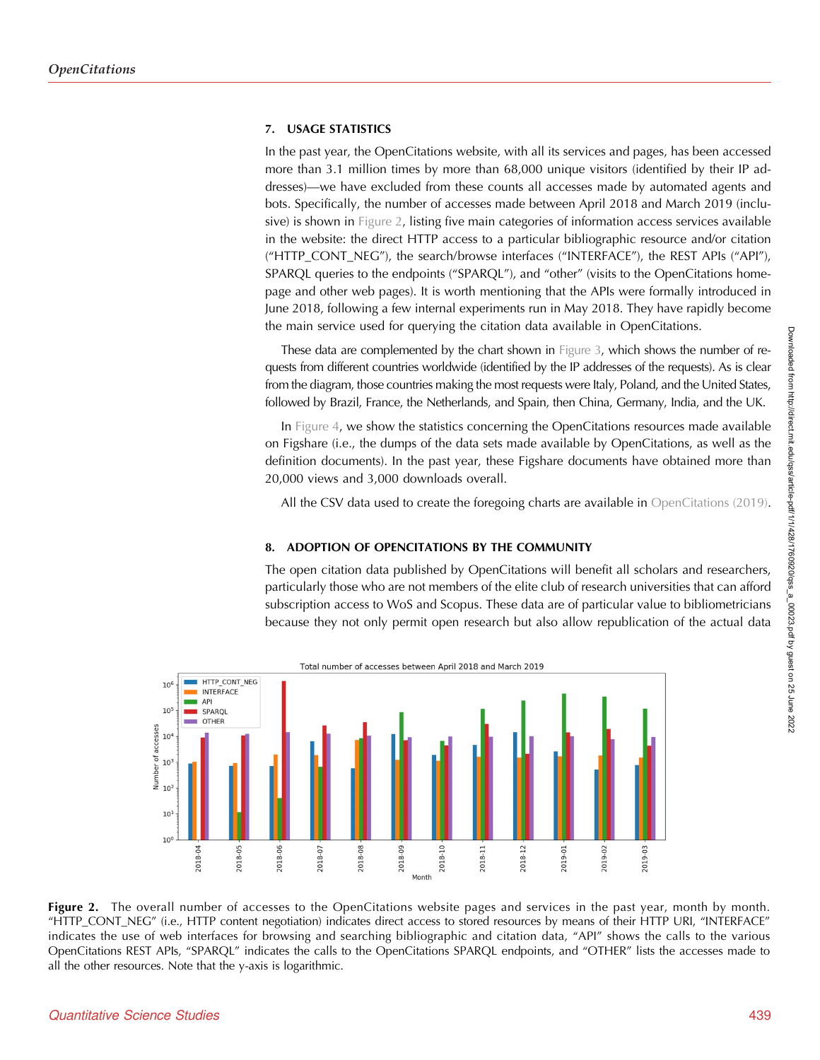## 7. USAGE STATISTICS

In the past year, the OpenCitations website, with all its services and pages, has been accessed more than 3.1 million times by more than 68,000 unique visitors (identified by their IP addresses)—we have excluded from these counts all accesses made by automated agents and bots. Specifically, the number of accesses made between April 2018 and March 2019 (inclusive) is shown in Figure 2, listing five main categories of information access services available in the website: the direct HTTP access to a particular bibliographic resource and/or citation ("HTTP_CONT_NEG"), the search/browse interfaces ("INTERFACE"), the REST APIs ("API"), SPARQL queries to the endpoints ("SPARQL"), and "other" (visits to the OpenCitations homepage and other web pages). It is worth mentioning that the APIs were formally introduced in June 2018, following a few internal experiments run in May 2018. They have rapidly become the main service used for querying the citation data available in OpenCitations.

These data are complemented by the chart shown in Figure 3, which shows the number of requests from different countries worldwide (identified by the IP addresses of the requests). As is clear from the diagram, those countries making the most requests were Italy, Poland, and the United States, followed by Brazil, France, the Netherlands, and Spain, then China, Germany, India, and the UK.

In Figure 4, we show the statistics concerning the OpenCitations resources made available on Figshare (i.e., the dumps of the data sets made available by OpenCitations, as well as the definition documents). In the past year, these Figshare documents have obtained more than 20,000 views and 3,000 downloads overall.

All the CSV data used to create the foregoing charts are available in OpenCitations (2019).

## 8. ADOPTION OF OPENCITATIONS BY THE COMMUNITY

The open citation data published by OpenCitations will benefit all scholars and researchers, particularly those who are not members of the elite club of research universities that can afford subscription access to WoS and Scopus. These data are of particular value to bibliometricians because they not only permit open research but also allow republication of the actual data

**Figure 2.** The overall number of accesses to the OpenCitations website pages and services in the past year, month by month. "HTTP_CONT_NEG" (i.e., HTTP content negotiation) indicates direct access to stored resources by means of their HTTP URI, "INTERFACE" indicates the use of web interfaces for browsing and searching bibliographic and citation data, "API" shows the calls to the various OpenCitations REST APIs, "SPARQL" indicates the calls to the OpenCitations SPARQL endpoints, and "OTHER" lists the accesses made to all the other resources. Note that the y-axis is logarithmic.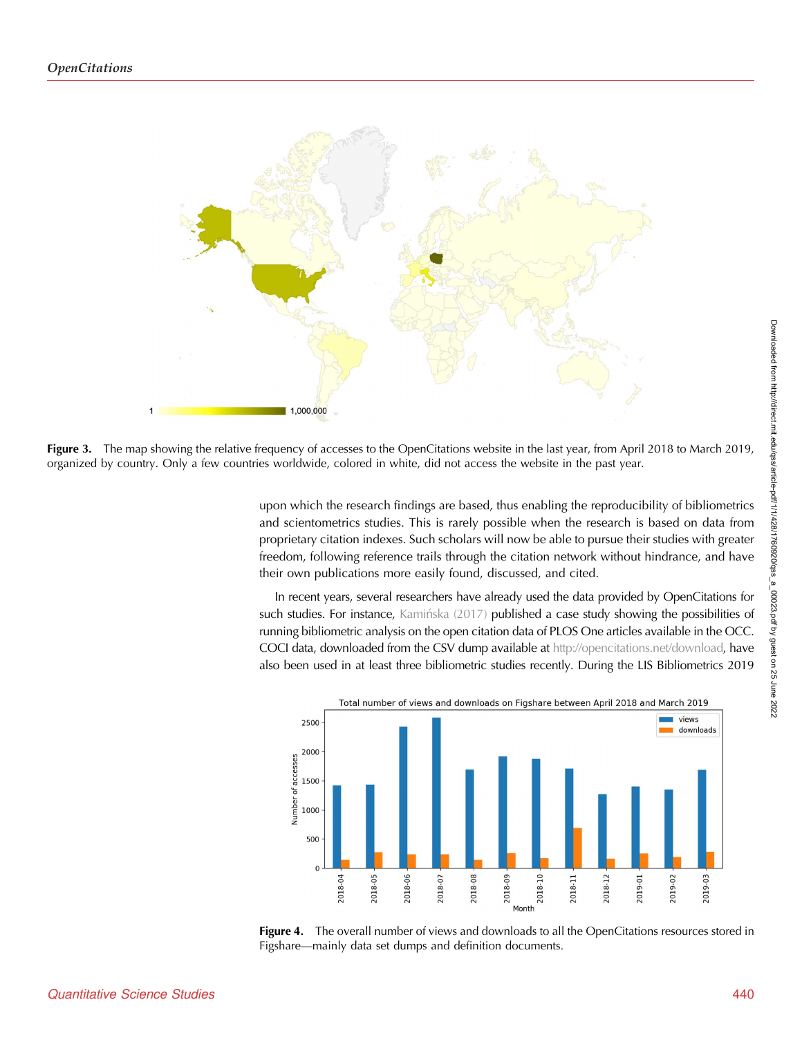**Figure 3.** The map showing the relative frequency of accesses to the OpenCitations website in the last year, from April 2018 to March 2019, organized by country. Only a few countries worldwide, colored in white, did not access the website in the past year.

upon which the research findings are based, thus enabling the reproducibility of bibliometrics and scientometrics studies. This is rarely possible when the research is based on data from proprietary citation indexes. Such scholars will now be able to pursue their studies with greater freedom, following reference trails through the citation network without hindrance, and have their own publications more easily found, discussed, and cited.

In recent years, several researchers have already used the data provided by OpenCitations for such studies. For instance, Kamińska (2017) published a case study showing the possibilities of running bibliometric analysis on the open citation data of PLOS One articles available in the OCC. COCI data, downloaded from the CSV dump available at http://opencitations.net/download, have also been used in at least three bibliometric studies recently. During the LIS Bibliometrics 2019

**Figure 4.** The overall number of views and downloads to all the OpenCitations resources stored in Figshare—mainly data set dumps and definition documents.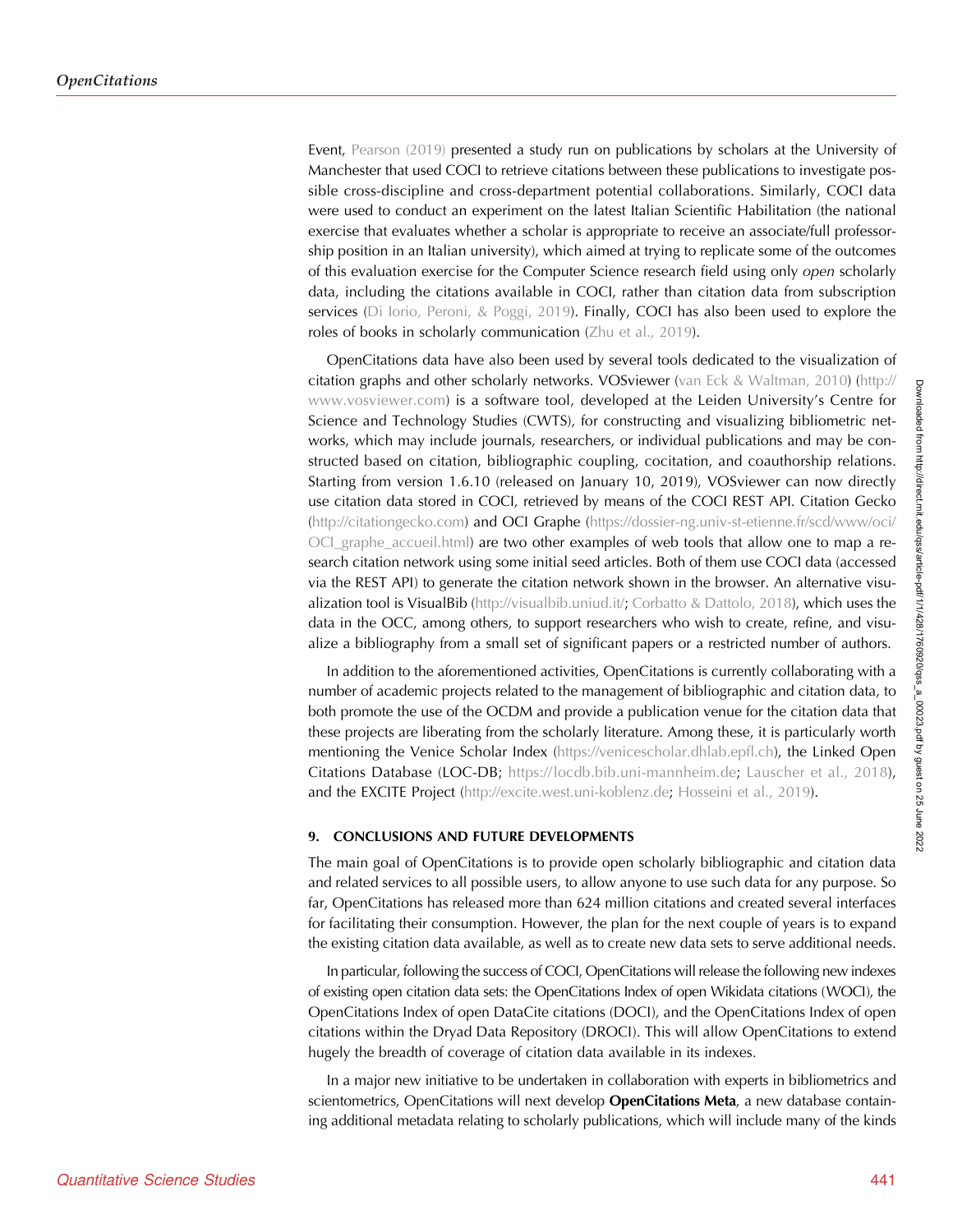Event, Pearson (2019) presented a study run on publications by scholars at the University of Manchester that used COCI to retrieve citations between these publications to investigate possible cross-discipline and cross-department potential collaborations. Similarly, COCI data were used to conduct an experiment on the latest Italian Scientific Habilitation (the national exercise that evaluates whether a scholar is appropriate to receive an associate/full professorship position in an Italian university), which aimed at trying to replicate some of the outcomes of this evaluation exercise for the Computer Science research field using only *open* scholarly data, including the citations available in COCI, rather than citation data from subscription services (Di Iorio, Peroni, & Poggi, 2019). Finally, COCI has also been used to explore the roles of books in scholarly communication (Zhu et al., 2019).

OpenCitations data have also been used by several tools dedicated to the visualization of citation graphs and other scholarly networks. VOSviewer (van Eck & Waltman, 2010) (http://www.vosviewer.com) is a software tool, developed at the Leiden University's Centre for Science and Technology Studies (CWTS), for constructing and visualizing bibliometric networks, which may include journals, researchers, or individual publications and may be constructed based on citation, bibliographic coupling, cocitation, and coauthorship relations. Starting from version 1.6.10 (released on January 10, 2019), VOSviewer can now directly use citation data stored in COCI, retrieved by means of the COCI REST API. Citation Gecko (http://citationgecko.com) and OCI Graphe (https://dossier-ng.univ-st-etienne.fr/scd/www/oci/OCI_graphe_accueil.html) are two other examples of web tools that allow one to map a research citation network using some initial seed articles. Both of them use COCI data (accessed via the REST API) to generate the citation network shown in the browser. An alternative visualization tool is VisualBib (http://visualbib.uniud.it/; Corbatto & Dattolo, 2018), which uses the data in the OCC, among others, to support researchers who wish to create, refine, and visualize a bibliography from a small set of significant papers or a restricted number of authors.

In addition to the aforementioned activities, OpenCitations is currently collaborating with a number of academic projects related to the management of bibliographic and citation data, to both promote the use of the OCDM and provide a publication venue for the citation data that these projects are liberating from the scholarly literature. Among these, it is particularly worth mentioning the Venice Scholar Index (https://venicescholar.dhlab.epfl.ch), the Linked Open Citations Database (LOC-DB; https://locdb.bib.uni-mannheim.de; Lauscher et al., 2018), and the EXCITE Project (http://excite.west.uni-koblenz.de; Hosseini et al., 2019).

## 9. CONCLUSIONS AND FUTURE DEVELOPMENTS

The main goal of OpenCitations is to provide open scholarly bibliographic and citation data and related services to all possible users, to allow anyone to use such data for any purpose. So far, OpenCitations has released more than 624 million citations and created several interfaces for facilitating their consumption. However, the plan for the next couple of years is to expand the existing citation data available, as well as to create new data sets to serve additional needs.

In particular, following the success of COCI, OpenCitations will release the following new indexes of existing open citation data sets: the OpenCitations Index of open Wikidata citations (WOCI), the OpenCitations Index of open DataCite citations (DOCI), and the OpenCitations Index of open citations within the Dryad Data Repository (DROCI). This will allow OpenCitations to extend hugely the breadth of coverage of citation data available in its indexes.

In a major new initiative to be undertaken in collaboration with experts in bibliometrics and scientometrics, OpenCitations will next develop **OpenCitations Meta**, a new database containing additional metadata relating to scholarly publications, which will include many of the kinds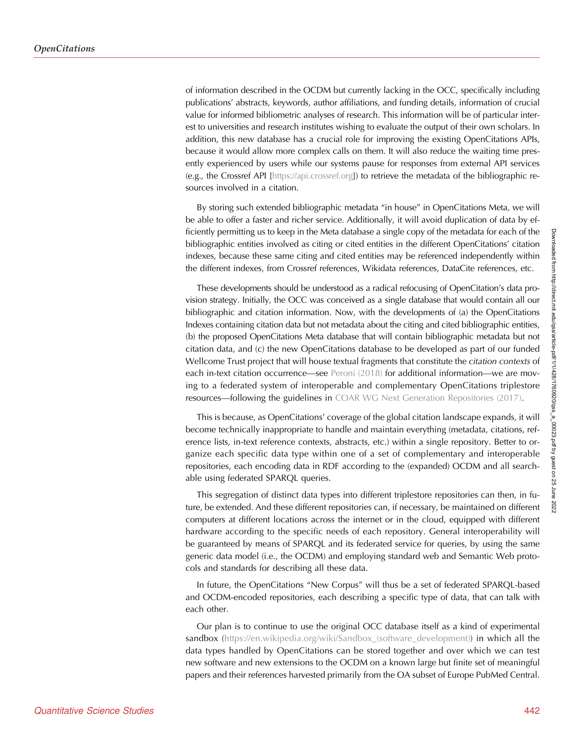of information described in the OCDM but currently lacking in the OCC, specifically including publications' abstracts, keywords, author affiliations, and funding details, information of crucial value for informed bibliometric analyses of research. This information will be of particular interest to universities and research institutes wishing to evaluate the output of their own scholars. In addition, this new database has a crucial role for improving the existing OpenCitations APIs, because it would allow more complex calls on them. It will also reduce the waiting time presently experienced by users while our systems pause for responses from external API services (e.g., the Crossref API [https://api.crossref.org]) to retrieve the metadata of the bibliographic resources involved in a citation.

By storing such extended bibliographic metadata "in house" in OpenCitations Meta, we will be able to offer a faster and richer service. Additionally, it will avoid duplication of data by efficiently permitting us to keep in the Meta database a single copy of the metadata for each of the bibliographic entities involved as citing or cited entities in the different OpenCitations' citation indexes, because these same citing and cited entities may be referenced independently within the different indexes, from Crossref references, Wikidata references, DataCite references, etc.

These developments should be understood as a radical refocusing of OpenCitation's data provision strategy. Initially, the OCC was conceived as a single database that would contain all our bibliographic and citation information. Now, with the developments of (a) the OpenCitations Indexes containing citation data but not metadata about the citing and cited bibliographic entities, (b) the proposed OpenCitations Meta database that will contain bibliographic metadata but not citation data, and (c) the new OpenCitations database to be developed as part of our funded Wellcome Trust project that will house textual fragments that constitute the *citation contexts* of each in-text citation occurrence—see Peroni (2018) for additional information—we are moving to a federated system of interoperable and complementary OpenCitations triplestore resources—following the guidelines in COAR WG Next Generation Repositories (2017).

This is because, as OpenCitations' coverage of the global citation landscape expands, it will become technically inappropriate to handle and maintain everything (metadata, citations, reference lists, in-text reference contexts, abstracts, etc.) within a single repository. Better to organize each specific data type within one of a set of complementary and interoperable repositories, each encoding data in RDF according to the (expanded) OCDM and all searchable using federated SPARQL queries.

This segregation of distinct data types into different triplestore repositories can then, in future, be extended. And these different repositories can, if necessary, be maintained on different computers at different locations across the internet or in the cloud, equipped with different hardware according to the specific needs of each repository. General interoperability will be guaranteed by means of SPARQL and its federated service for queries, by using the same generic data model (i.e., the OCDM) and employing standard web and Semantic Web protocols and standards for describing all these data.

In future, the OpenCitations "New Corpus" will thus be a set of federated SPARQL-based and OCDM-encoded repositories, each describing a specific type of data, that can talk with each other.

Our plan is to continue to use the original OCC database itself as a kind of experimental sandbox (https://en.wikipedia.org/wiki/Sandbox_(software_development)) in which all the data types handled by OpenCitations can be stored together and over which we can test new software and new extensions to the OCDM on a known large but finite set of meaningful papers and their references harvested primarily from the OA subset of Europe PubMed Central.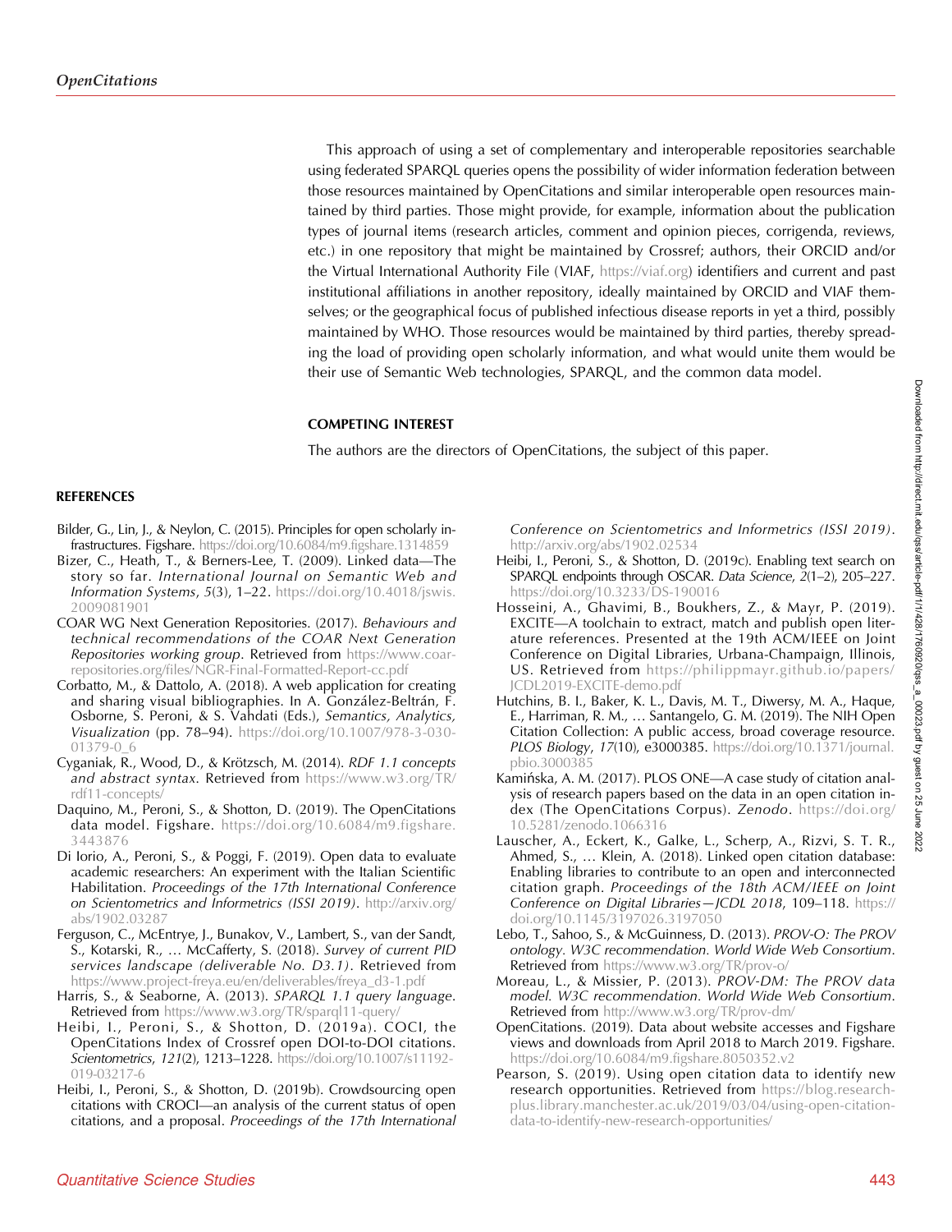This approach of using a set of complementary and interoperable repositories searchable using federated SPARQL queries opens the possibility of wider information federation between those resources maintained by OpenCitations and similar interoperable open resources maintained by third parties. Those might provide, for example, information about the publication types of journal items (research articles, comment and opinion pieces, corrigenda, reviews, etc.) in one repository that might be maintained by Crossref; authors, their ORCID and/or the Virtual International Authority File (VIAF, https://viaf.org) identifiers and current and past institutional affiliations in another repository, ideally maintained by ORCID and VIAF themselves; or the geographical focus of published infectious disease reports in yet a third, possibly maintained by WHO. Those resources would be maintained by third parties, thereby spreading the load of providing open scholarly information, and what would unite them would be their use of Semantic Web technologies, SPARQL, and the common data model.

## COMPETING INTEREST

The authors are the directors of OpenCitations, the subject of this paper.

## REFERENCES

Bilder, G., Lin, J., & Neylon, C. (2015). Principles for open scholarly infrastructures. Figshare. https://doi.org/10.6084/m9.figshare.1314859

Bizer, C., Heath, T., & Berners-Lee, T. (2009). Linked data—The story so far. *International Journal on Semantic Web and Information Systems*, *5*(3), 1–22. https://doi.org/10.4018/jswis.2009081901

COAR WG Next Generation Repositories. (2017). *Behaviours and technical recommendations of the COAR Next Generation Repositories working group*. Retrieved from https://www.coar-repositories.org/files/NGR-Final-Formatted-Report-cc.pdf

Corbatto, M., & Dattolo, A. (2018). A web application for creating and sharing visual bibliographies. In A. González-Beltrán, F. Osborne, S. Peroni, & S. Vahdati (Eds.), *Semantics, Analytics, Visualization* (pp. 78–94). https://doi.org/10.1007/978-3-030-01379-0_6

Cyganiak, R., Wood, D., & Krötzsch, M. (2014). *RDF 1.1 concepts and abstract syntax*. Retrieved from https://www.w3.org/TR/rdf11-concepts/

Daquino, M., Peroni, S., & Shotton, D. (2019). The OpenCitations data model. Figshare. https://doi.org/10.6084/m9.figshare.3443876

Di Iorio, A., Peroni, S., & Poggi, F. (2019). Open data to evaluate academic researchers: An experiment with the Italian Scientific Habilitation. *Proceedings of the 17th International Conference on Scientometrics and Informetrics (ISSI 2019)*. http://arxiv.org/abs/1902.03287

Ferguson, C., McEntrye, J., Bunakov, V., Lambert, S., van der Sandt, S., Kotarski, R., … McCafferty, S. (2018). *Survey of current PID services landscape (deliverable No. D3.1)*. Retrieved from https://www.project-freya.eu/en/deliverables/freya_d3-1.pdf

Harris, S., & Seaborne, A. (2013). *SPARQL 1.1 query language*. Retrieved from https://www.w3.org/TR/sparql11-query/

Heibi, I., Peroni, S., & Shotton, D. (2019a). COCI, the OpenCitations Index of Crossref open DOI-to-DOI citations. *Scientometrics*, *121*(2), 1213–1228. https://doi.org/10.1007/s11192-019-03217-6

Heibi, I., Peroni, S., & Shotton, D. (2019b). Crowdsourcing open citations with CROCI—an analysis of the current status of open citations, and a proposal. *Proceedings of the 17th International Conference on Scientometrics and Informetrics (ISSI 2019)*. http://arxiv.org/abs/1902.02534

Heibi, I., Peroni, S., & Shotton, D. (2019c). Enabling text search on SPARQL endpoints through OSCAR. *Data Science*, *2*(1–2), 205–227. https://doi.org/10.3233/DS-190016

Hosseini, A., Ghavimi, B., Boukhers, Z., & Mayr, P. (2019). EXCITE—A toolchain to extract, match and publish open literature references. Presented at the 19th ACM/IEEE on Joint Conference on Digital Libraries, Urbana-Champaign, Illinois, US. Retrieved from https://philippmayr.github.io/papers/JCDL2019-EXCITE-demo.pdf

Hutchins, B. I., Baker, K. L., Davis, M. T., Diwersy, M. A., Haque, E., Harriman, R. M., … Santangelo, G. M. (2019). The NIH Open Citation Collection: A public access, broad coverage resource. *PLOS Biology*, *17*(10), e3000385. https://doi.org/10.1371/journal.pbio.3000385

Kamińska, A. M. (2017). PLOS ONE—A case study of citation analysis of research papers based on the data in an open citation index (The OpenCitations Corpus). *Zenodo*. https://doi.org/10.5281/zenodo.1066316

Lauscher, A., Eckert, K., Galke, L., Scherp, A., Rizvi, S. T. R., Ahmed, S., … Klein, A. (2018). Linked open citation database: Enabling libraries to contribute to an open and interconnected citation graph. *Proceedings of the 18th ACM/IEEE on Joint Conference on Digital Libraries—JCDL 2018*, 109–118. https://doi.org/10.1145/3197026.3197050

Lebo, T., Sahoo, S., & McGuinness, D. (2013). *PROV-O: The PROV ontology. W3C recommendation. World Wide Web Consortium*. Retrieved from https://www.w3.org/TR/prov-o/

Moreau, L., & Missier, P. (2013). *PROV-DM: The PROV data model. W3C recommendation. World Wide Web Consortium*. Retrieved from http://www.w3.org/TR/prov-dm/

OpenCitations. (2019). Data about website accesses and Figshare views and downloads from April 2018 to March 2019. Figshare. https://doi.org/10.6084/m9.figshare.8050352.v2

Pearson, S. (2019). Using open citation data to identify new research opportunities. Retrieved from https://blog.research-plus.library.manchester.ac.uk/2019/03/04/using-open-citation-data-to-identify-new-research-opportunities/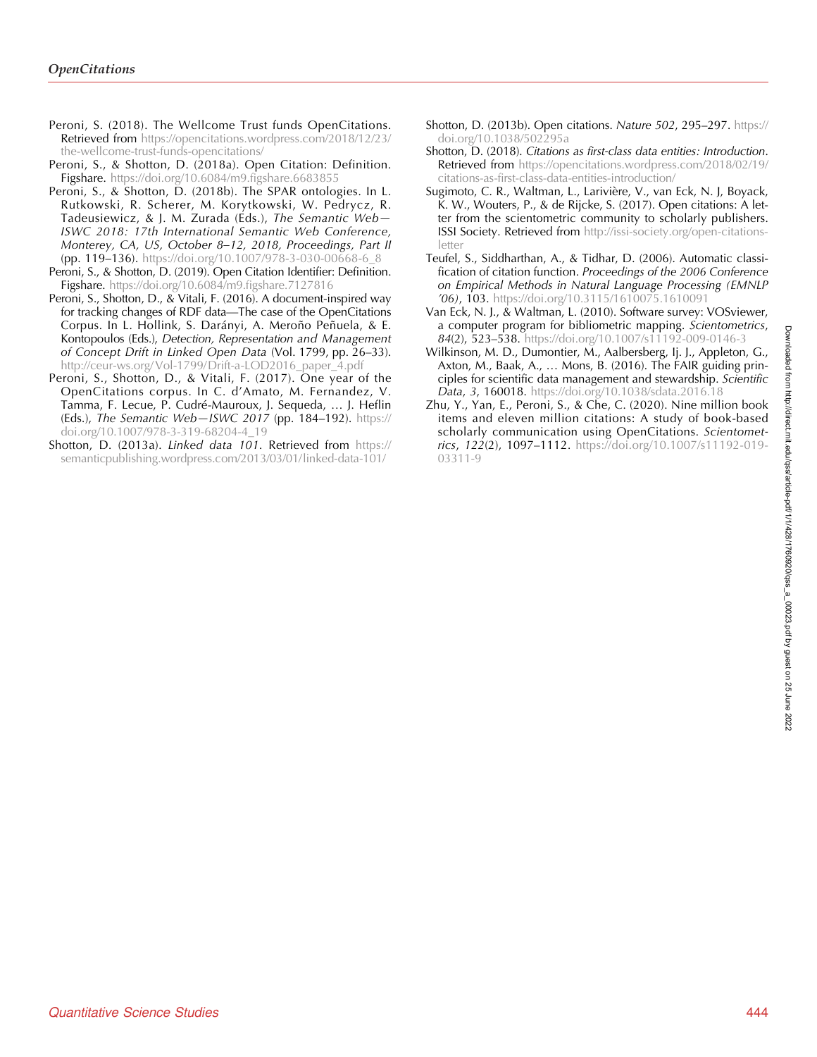Peroni, S. (2018). The Wellcome Trust funds OpenCitations. Retrieved from https://opencitations.wordpress.com/2018/12/23/the-wellcome-trust-funds-opencitations/

Peroni, S., & Shotton, D. (2018a). Open Citation: Definition. Figshare. https://doi.org/10.6084/m9.figshare.6683855

Peroni, S., & Shotton, D. (2018b). The SPAR ontologies. In L. Rutkowski, R. Scherer, M. Korytkowski, W. Pedrycz, R. Tadeusiewicz, & J. M. Zurada (Eds.), *The Semantic Web—ISWC 2018: 17th International Semantic Web Conference, Monterey, CA, US, October 8–12, 2018, Proceedings, Part II* (pp. 119–136). https://doi.org/10.1007/978-3-030-00668-6_8

Peroni, S., & Shotton, D. (2019). Open Citation Identifier: Definition. Figshare. https://doi.org/10.6084/m9.figshare.7127816

Peroni, S., Shotton, D., & Vitali, F. (2016). A document-inspired way for tracking changes of RDF data—The case of the OpenCitations Corpus. In L. Hollink, S. Darányi, A. Meroño Peñuela, & E. Kontopoulos (Eds.), *Detection, Representation and Management of Concept Drift in Linked Open Data* (Vol. 1799, pp. 26–33). http://ceur-ws.org/Vol-1799/Drift-a-LOD2016_paper_4.pdf

Peroni, S., Shotton, D., & Vitali, F. (2017). One year of the OpenCitations corpus. In C. d'Amato, M. Fernandez, V. Tamma, F. Lecue, P. Cudré-Mauroux, J. Sequeda, … J. Heflin (Eds.), *The Semantic Web—ISWC 2017* (pp. 184–192). https://doi.org/10.1007/978-3-319-68204-4_19

Shotton, D. (2013a). *Linked data 101*. Retrieved from https://semanticpublishing.wordpress.com/2013/03/01/linked-data-101/

Shotton, D. (2013b). Open citations. *Nature 502*, 295–297. https://doi.org/10.1038/502295a

Shotton, D. (2018). *Citations as first-class data entities: Introduction*. Retrieved from https://opencitations.wordpress.com/2018/02/19/citations-as-first-class-data-entities-introduction/

Sugimoto, C. R., Waltman, L., Larivière, V., van Eck, N. J, Boyack, K. W., Wouters, P., & de Rijcke, S. (2017). Open citations: A letter from the scientometric community to scholarly publishers. ISSI Society. Retrieved from http://issi-society.org/open-citations-letter

Teufel, S., Siddharthan, A., & Tidhar, D. (2006). Automatic classification of citation function. *Proceedings of the 2006 Conference on Empirical Methods in Natural Language Processing (EMNLP '06)*, 103. https://doi.org/10.3115/1610075.1610091

Van Eck, N. J., & Waltman, L. (2010). Software survey: VOSviewer, a computer program for bibliometric mapping. *Scientometrics*, *84*(2), 523–538. https://doi.org/10.1007/s11192-009-0146-3

Wilkinson, M. D., Dumontier, M., Aalbersberg, Ij. J., Appleton, G., Axton, M., Baak, A., … Mons, B. (2016). The FAIR guiding principles for scientific data management and stewardship. *Scientific Data*, *3*, 160018. https://doi.org/10.1038/sdata.2016.18

Zhu, Y., Yan, E., Peroni, S., & Che, C. (2020). Nine million book items and eleven million citations: A study of book-based scholarly communication using OpenCitations. *Scientometrics*, *122*(2), 1097–1112. https://doi.org/10.1007/s11192-019-03311-9